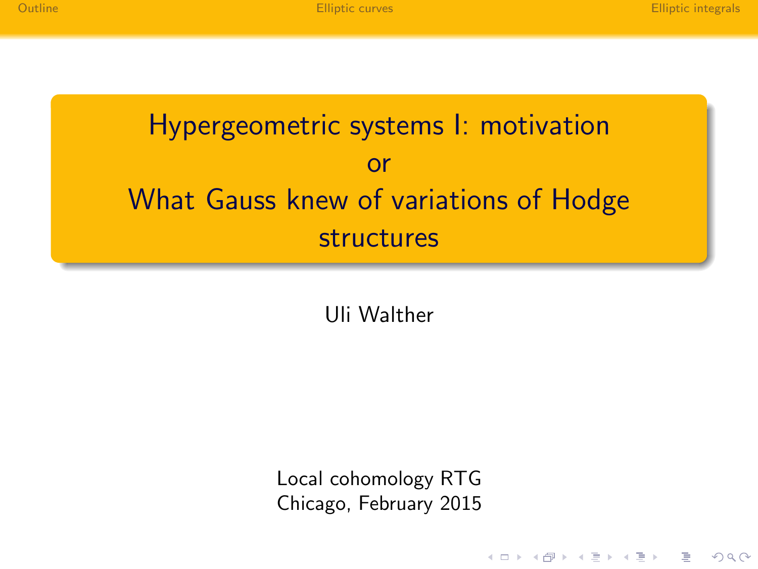# Hypergeometric systems I: motivation
# or
# What Gauss knew of variations of Hodge structures

Uli Walther

Local cohomology RTG
Chicago, February 2015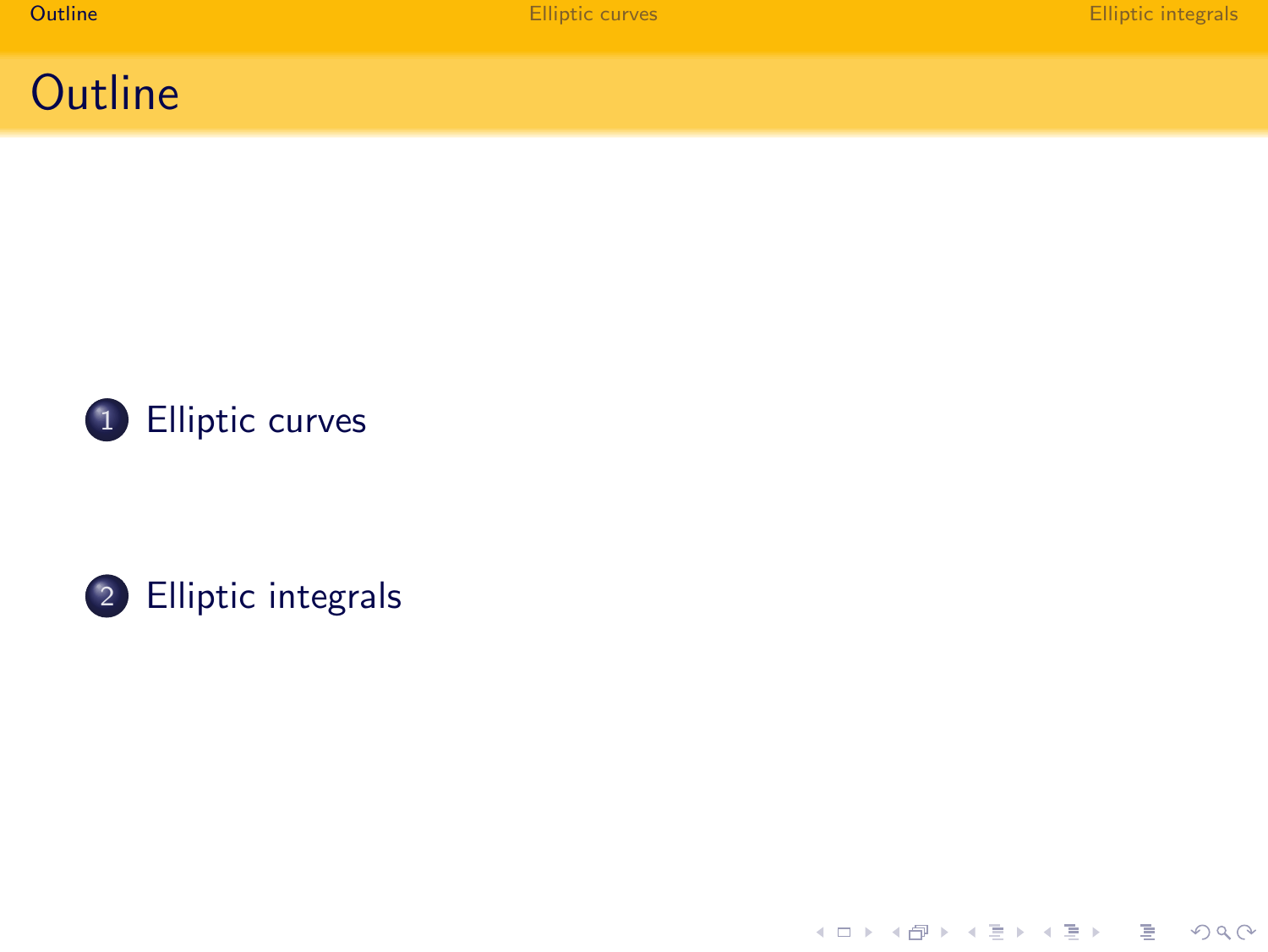# Outline

1. Elliptic curves

2. Elliptic integrals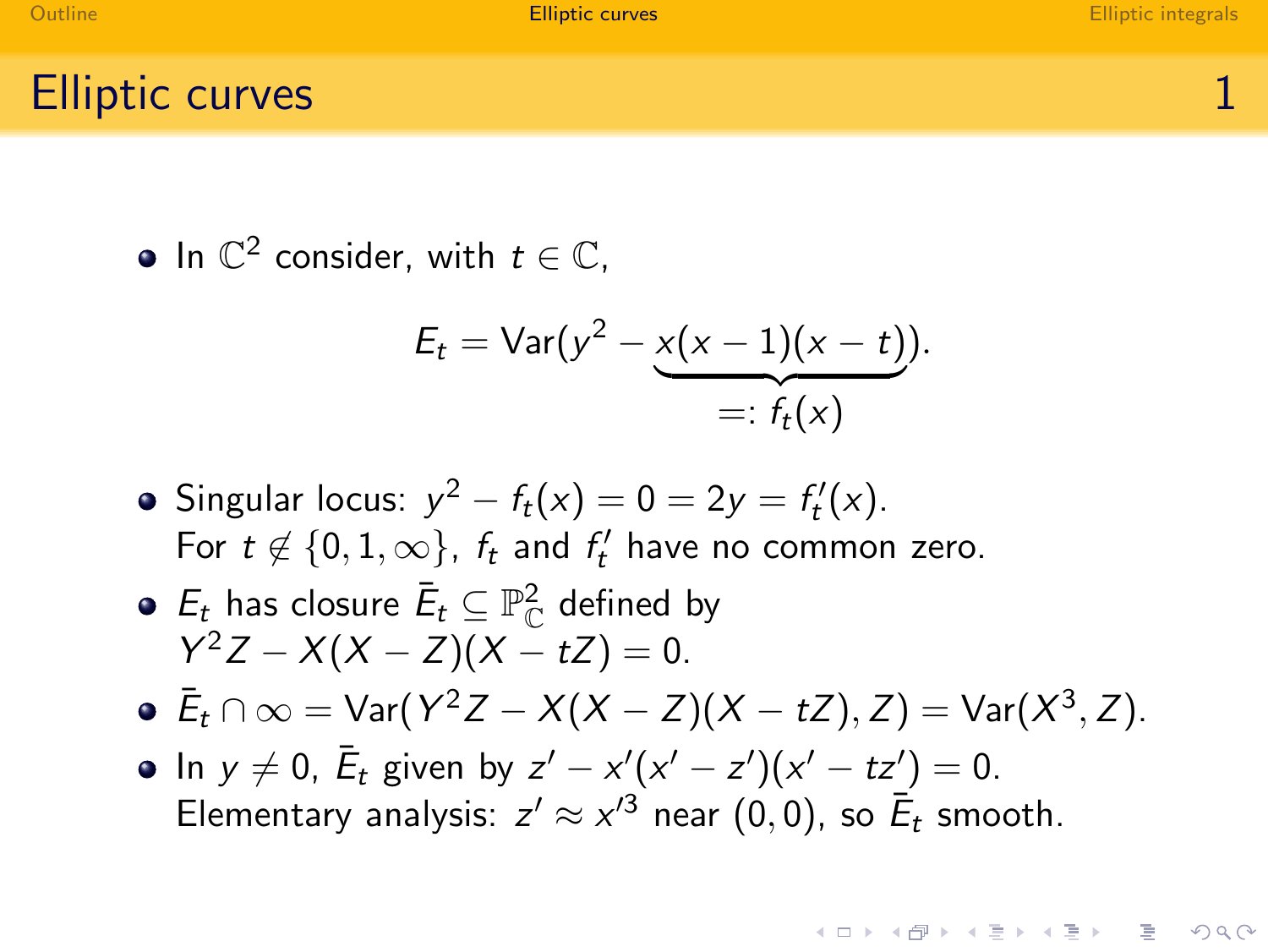## Elliptic curves

- In $\mathbb{C}^2$ consider, with $t \in \mathbb{C}$,

$$E_t = \mathrm{Var}(y^2 - \underbrace{x(x-1)(x-t)}_{=:\, f_t(x)}).$$

- Singular locus: $y^2 - f_t(x) = 0 = 2y = f_t'(x)$.
  For $t \notin \{0, 1, \infty\}$, $f_t$ and $f_t'$ have no common zero.
- $E_t$ has closure $\bar{E}_t \subseteq \mathbb{P}^2_{\mathbb{C}}$ defined by
  $Y^2 Z - X(X - Z)(X - tZ) = 0$.
- $\bar{E}_t \cap \infty = \mathrm{Var}(Y^2 Z - X(X - Z)(X - tZ), Z) = \mathrm{Var}(X^3, Z)$.
- In $y \neq 0$, $\bar{E}_t$ given by $z' - x'(x' - z')(x' - tz') = 0$.
  Elementary analysis: $z' \approx x'^3$ near $(0, 0)$, so $\bar{E}_t$ smooth.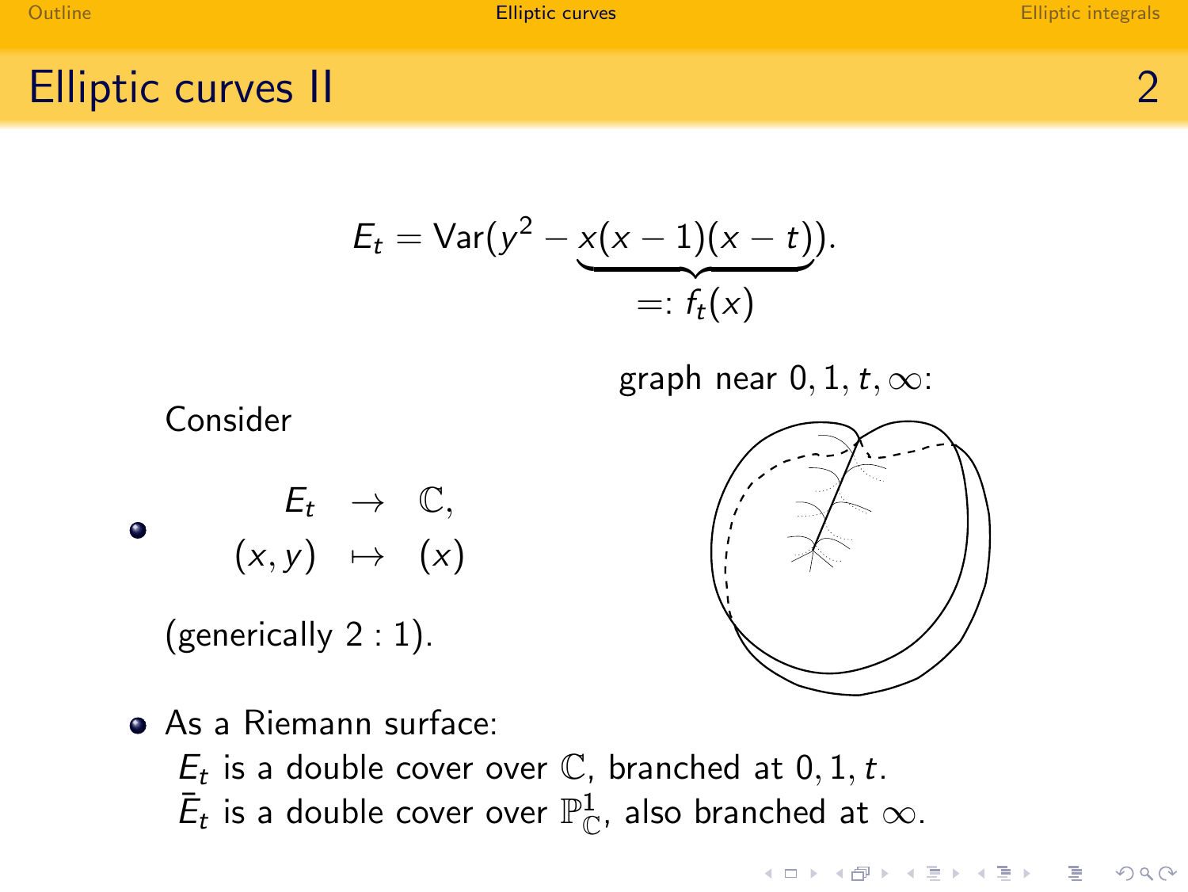## Elliptic curves II

$$E_t = \mathrm{Var}(y^2 - \underbrace{x(x-1)(x-t)}_{=:\, f_t(x)}).$$

graph near $0, 1, t, \infty$:

Consider

- $$\begin{array}{rcl} E_t & \to & \mathbb{C}, \\ (x, y) & \mapsto & (x) \end{array}$$

  (generically $2:1$).

- As a Riemann surface:
  $E_t$ is a double cover over $\mathbb{C}$, branched at $0, 1, t$.
  $\bar{E}_t$ is a double cover over $\mathbb{P}^1_{\mathbb{C}}$, also branched at $\infty$.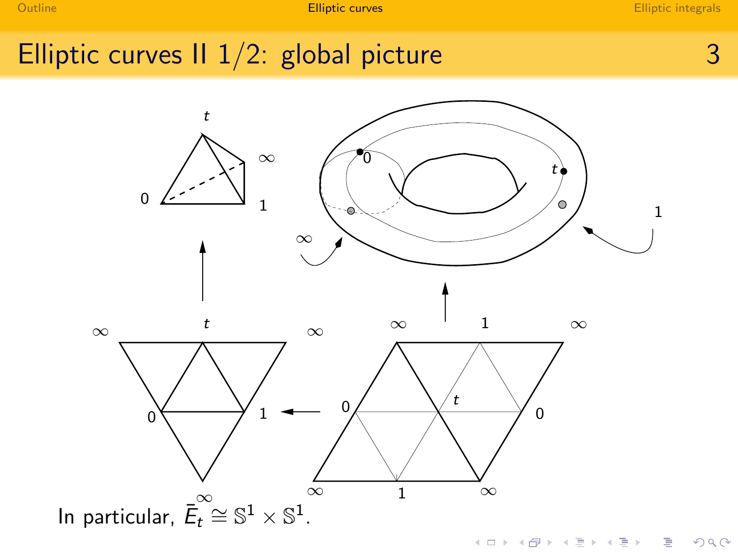# Elliptic curves II 1/2: global picture

In particular, $\bar{E}_t \cong \mathbb{S}^1 \times \mathbb{S}^1$.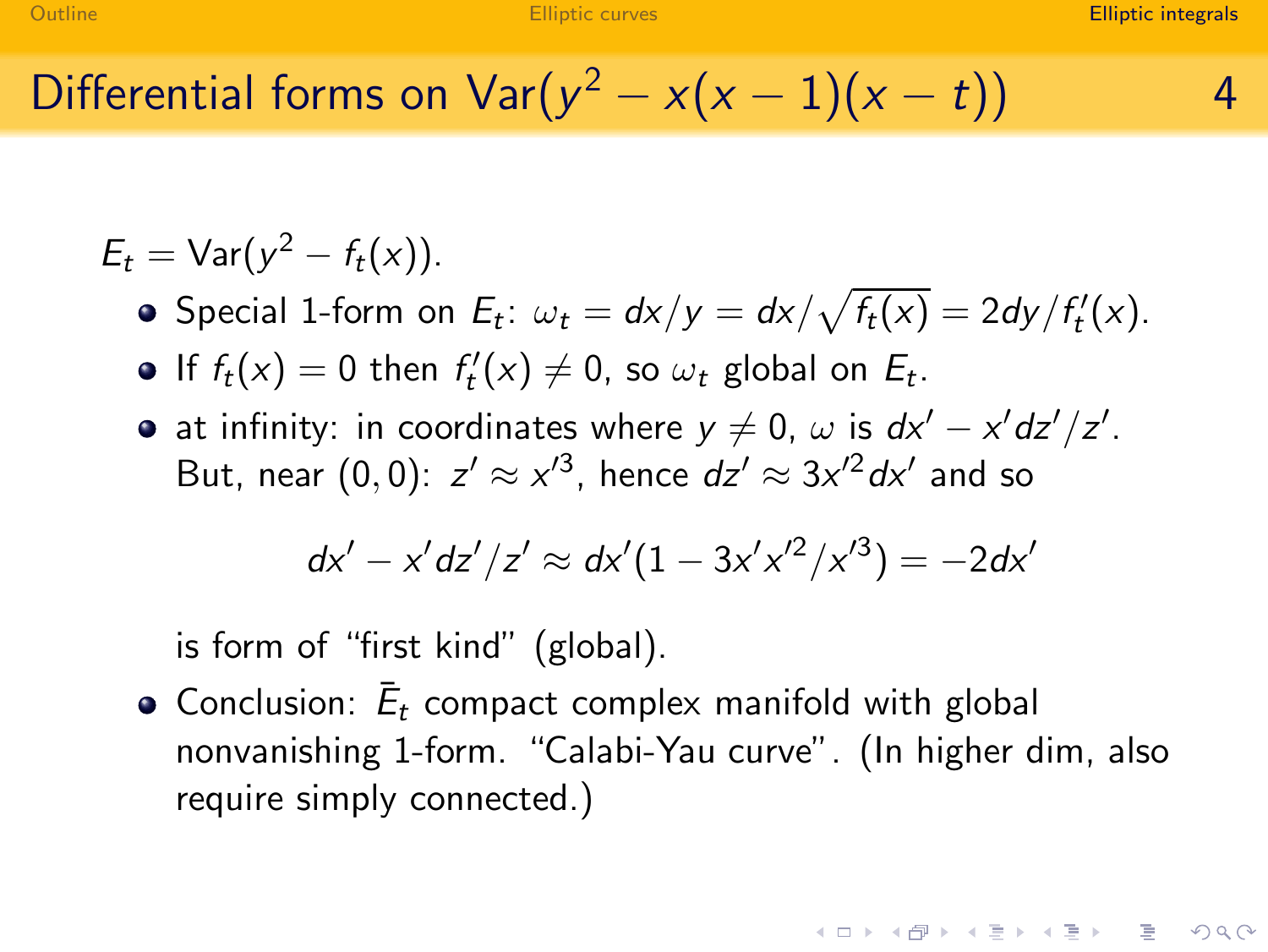# Differential forms on $\mathrm{Var}(y^2 - x(x-1)(x-t))$

$E_t = \mathrm{Var}(y^2 - f_t(x))$.

- Special 1-form on $E_t$: $\omega_t = dx/y = dx/\sqrt{f_t(x)} = 2dy/f_t'(x)$.
- If $f_t(x) = 0$ then $f_t'(x) \neq 0$, so $\omega_t$ global on $E_t$.
- at infinity: in coordinates where $y \neq 0$, $\omega$ is $dx' - x'dz'/z'$. But, near $(0,0)$: $z' \approx x'^3$, hence $dz' \approx 3x'^2 dx'$ and so

  $$dx' - x'dz'/z' \approx dx'(1 - 3x'x'^2/x'^3) = -2dx'$$

  is form of "first kind" (global).
- Conclusion: $\bar{E}_t$ compact complex manifold with global nonvanishing 1-form. "Calabi-Yau curve". (In higher dim, also require simply connected.)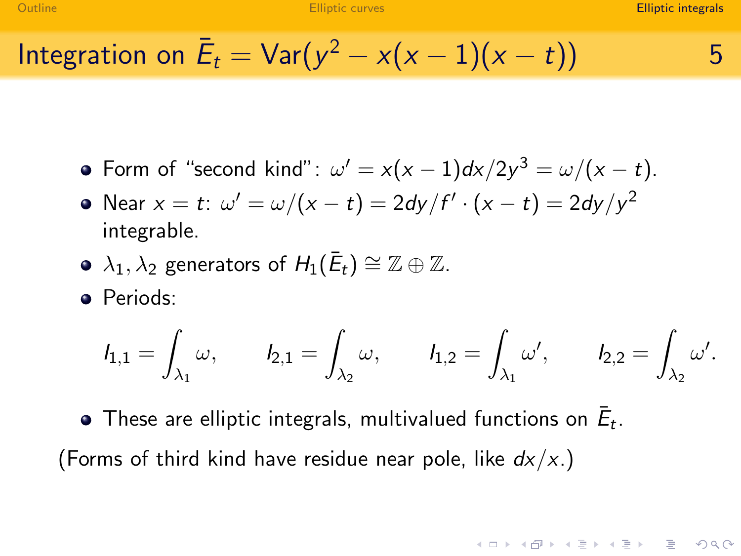## Integration on $\bar{E}_t = \mathrm{Var}(y^2 - x(x-1)(x-t))$

- Form of "second kind": $\omega' = x(x-1)dx/2y^3 = \omega/(x-t)$.
- Near $x = t$: $\omega' = \omega/(x-t) = 2dy/f' \cdot (x-t) = 2dy/y^2$ integrable.
- $\lambda_1, \lambda_2$ generators of $H_1(\bar{E}_t) \cong \mathbb{Z} \oplus \mathbb{Z}$.
- Periods:

$$I_{1,1} = \int_{\lambda_1} \omega, \qquad I_{2,1} = \int_{\lambda_2} \omega, \qquad I_{1,2} = \int_{\lambda_1} \omega', \qquad I_{2,2} = \int_{\lambda_2} \omega'.$$

- These are elliptic integrals, multivalued functions on $\bar{E}_t$.

(Forms of third kind have residue near pole, like $dx/x$.)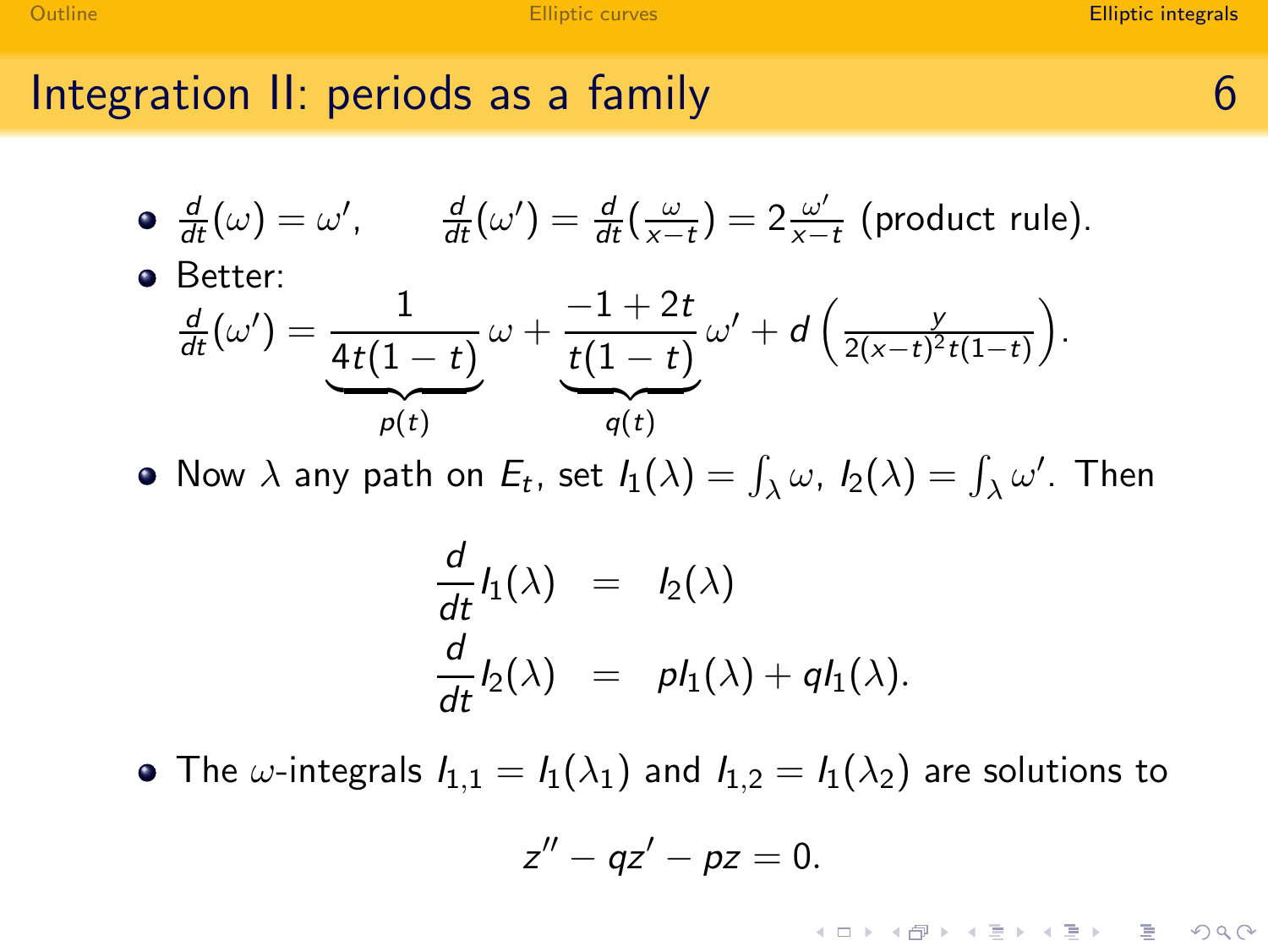## Integration II: periods as a family

- $\frac{d}{dt}(\omega) = \omega'$, $\quad \frac{d}{dt}(\omega') = \frac{d}{dt}(\frac{\omega}{x-t}) = 2\frac{\omega'}{x-t}$ (product rule).
- Better:
  $$\frac{d}{dt}(\omega') = \underbrace{\frac{1}{4t(1-t)}}_{p(t)}\omega + \underbrace{\frac{-1+2t}{t(1-t)}}_{q(t)}\omega' + d\left(\frac{y}{2(x-t)^2 t(1-t)}\right).$$
- Now $\lambda$ any path on $E_t$, set $I_1(\lambda) = \int_\lambda \omega$, $I_2(\lambda) = \int_\lambda \omega'$. Then

$$\begin{aligned}\frac{d}{dt}I_1(\lambda) &= I_2(\lambda)\\ \frac{d}{dt}I_2(\lambda) &= pI_1(\lambda) + qI_1(\lambda).\end{aligned}$$

- The $\omega$-integrals $I_{1,1} = I_1(\lambda_1)$ and $I_{1,2} = I_1(\lambda_2)$ are solutions to

$$z'' - qz' - pz = 0.$$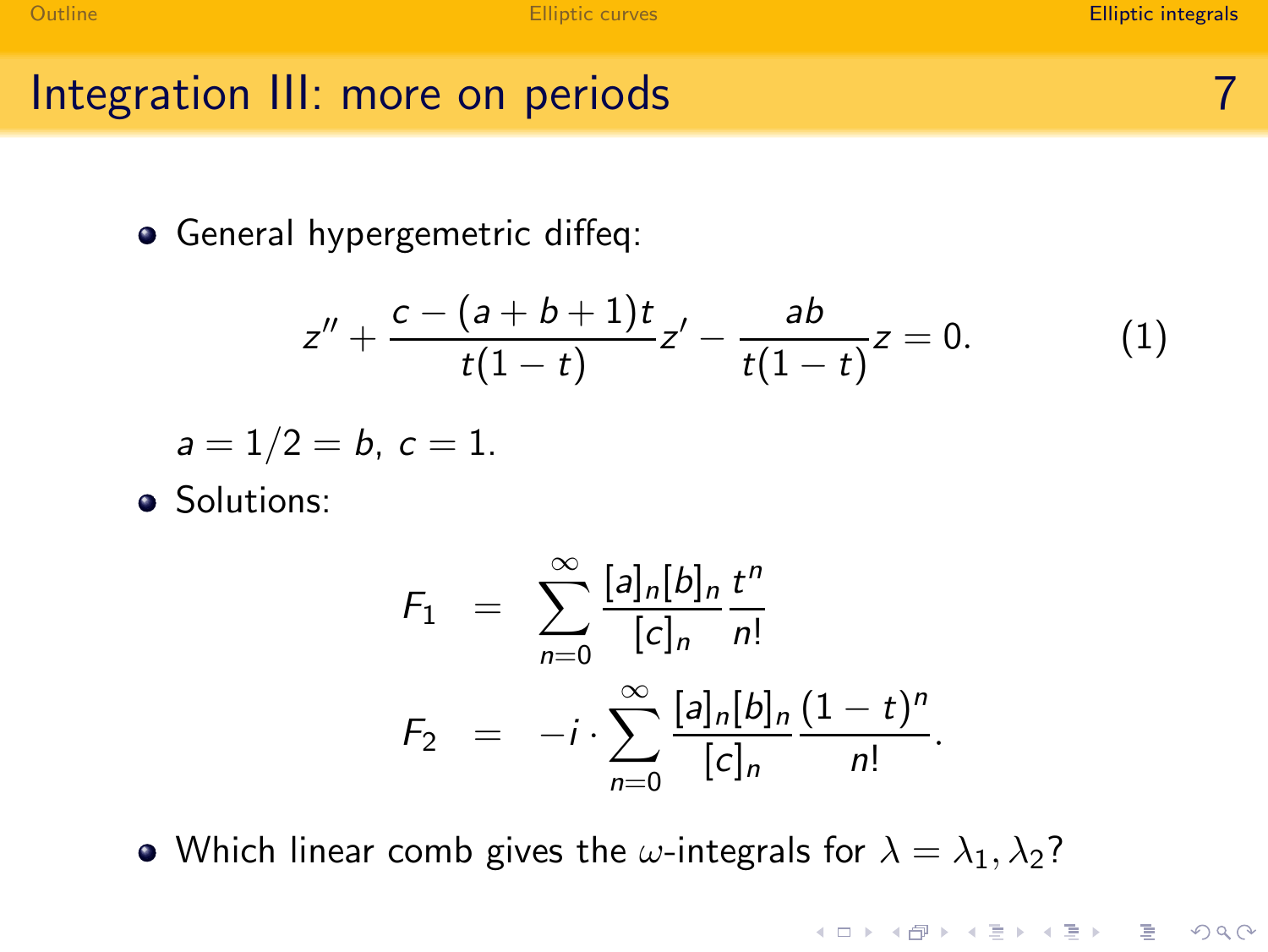## Integration III: more on periods

- General hypergemetric diffeq:

$$z'' + \frac{c - (a+b+1)t}{t(1-t)} z' - \frac{ab}{t(1-t)} z = 0. \qquad (1)$$

  $a = 1/2 = b$, $c = 1$.

- Solutions:

$$\begin{aligned} F_1 &= \sum_{n=0}^{\infty} \frac{[a]_n [b]_n}{[c]_n} \frac{t^n}{n!} \\ F_2 &= -i \cdot \sum_{n=0}^{\infty} \frac{[a]_n [b]_n}{[c]_n} \frac{(1-t)^n}{n!}. \end{aligned}$$

- Which linear comb gives the $\omega$-integrals for $\lambda = \lambda_1, \lambda_2$?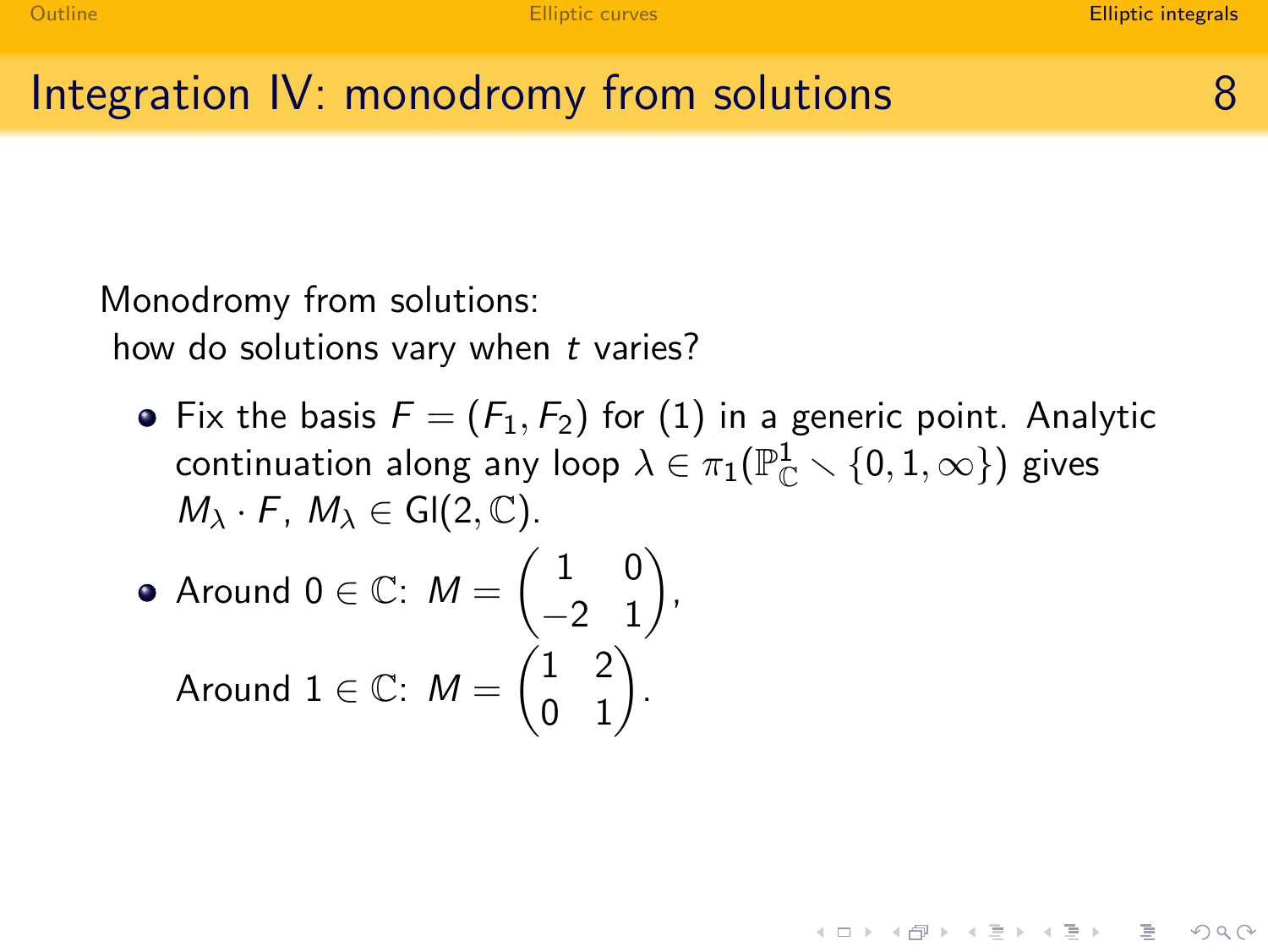# Integration IV: monodromy from solutions

Monodromy from solutions:
how do solutions vary when $t$ varies?

- Fix the basis $F = (F_1, F_2)$ for (1) in a generic point. Analytic continuation along any loop $\lambda \in \pi_1(\mathbb{P}^1_{\mathbb{C}} \smallsetminus \{0, 1, \infty\})$ gives $M_\lambda \cdot F$, $M_\lambda \in \mathrm{Gl}(2, \mathbb{C})$.
- Around $0 \in \mathbb{C}$: $M = \begin{pmatrix} 1 & 0 \\ -2 & 1 \end{pmatrix}$,

  Around $1 \in \mathbb{C}$: $M = \begin{pmatrix} 1 & 2 \\ 0 & 1 \end{pmatrix}$.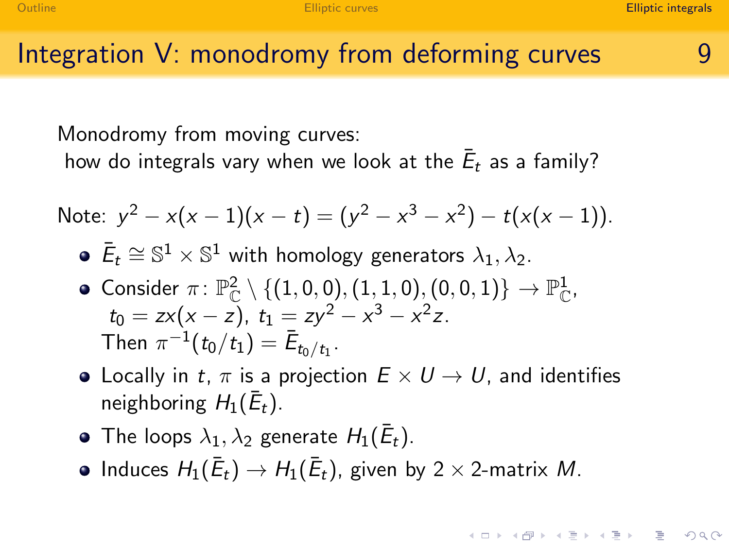# Integration V: monodromy from deforming curves

Monodromy from moving curves:
how do integrals vary when we look at the $\bar{E}_t$ as a family?

Note: $y^2 - x(x-1)(x-t) = (y^2 - x^3 - x^2) - t(x(x-1))$.

- $\bar{E}_t \cong \mathbb{S}^1 \times \mathbb{S}^1$ with homology generators $\lambda_1, \lambda_2$.
- Consider $\pi\colon \mathbb{P}^2_{\mathbb{C}} \setminus \{(1,0,0),(1,1,0),(0,0,1)\} \to \mathbb{P}^1_{\mathbb{C}}$, $t_0 = zx(x-z)$, $t_1 = zy^2 - x^3 - x^2z$.
  Then $\pi^{-1}(t_0/t_1) = \bar{E}_{t_0/t_1}$.
- Locally in $t$, $\pi$ is a projection $E \times U \to U$, and identifies neighboring $H_1(\bar{E}_t)$.
- The loops $\lambda_1, \lambda_2$ generate $H_1(\bar{E}_t)$.
- Induces $H_1(\bar{E}_t) \to H_1(\bar{E}_t)$, given by $2 \times 2$-matrix $M$.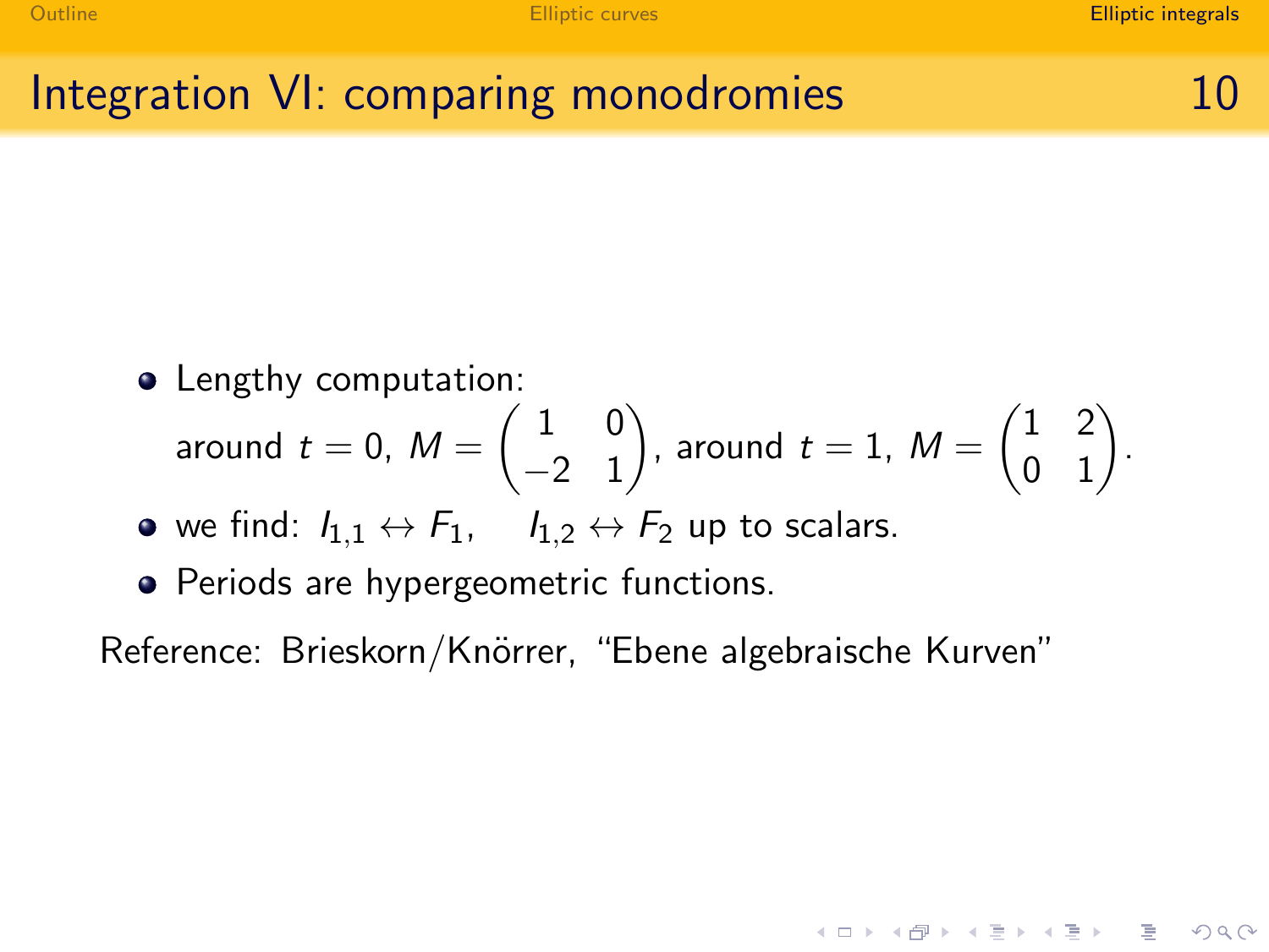## Integration VI: comparing monodromies

- Lengthy computation:
  around $t = 0$, $M = \begin{pmatrix} 1 & 0 \\ -2 & 1 \end{pmatrix}$, around $t = 1$, $M = \begin{pmatrix} 1 & 2 \\ 0 & 1 \end{pmatrix}$.
- we find: $I_{1,1} \leftrightarrow F_1$, $\quad I_{1,2} \leftrightarrow F_2$ up to scalars.
- Periods are hypergeometric functions.

Reference: Brieskorn/Knörrer, "Ebene algebraische Kurven"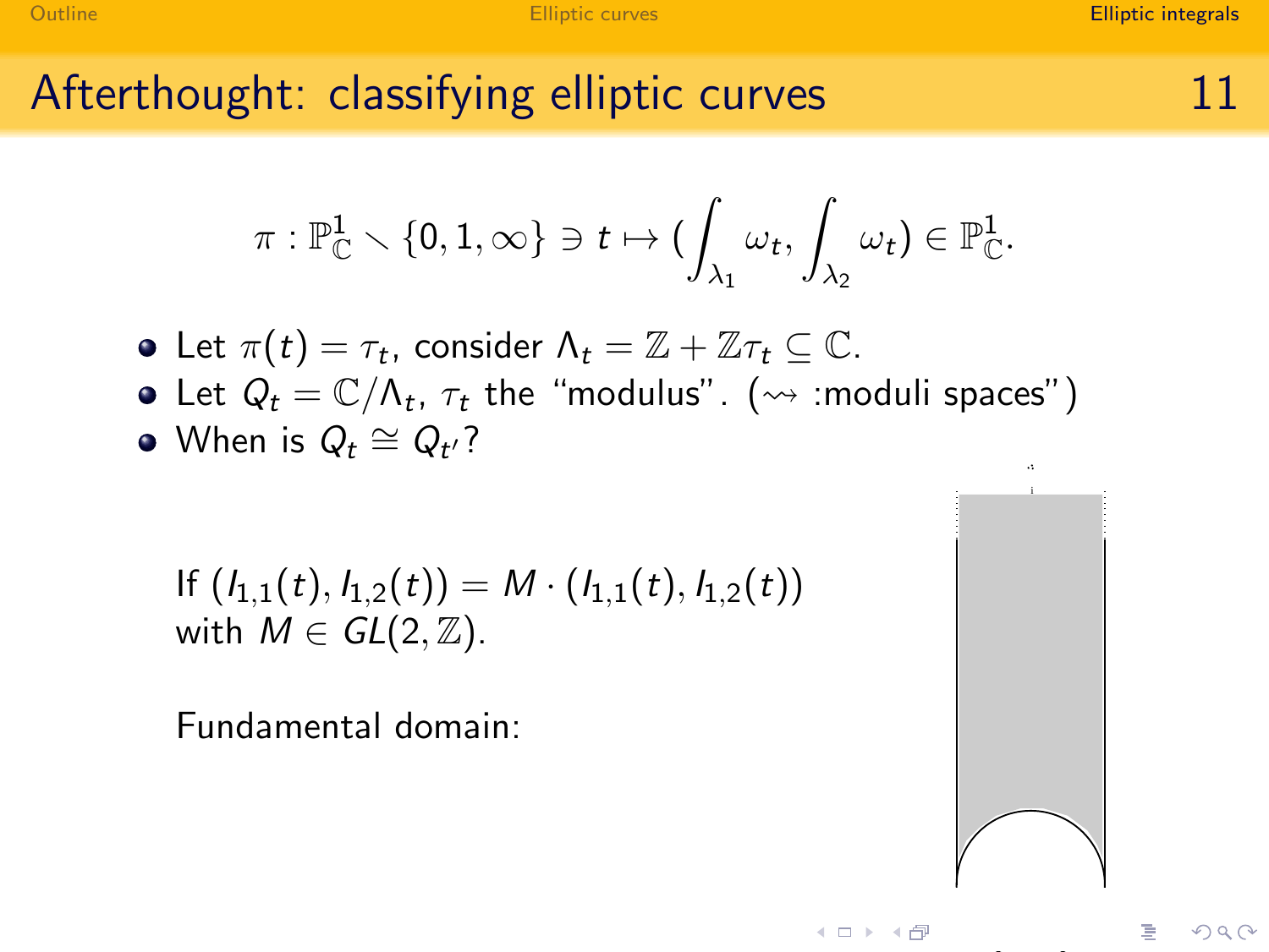## Afterthought: classifying elliptic curves

$$\pi : \mathbb{P}^1_{\mathbb{C}} \setminus \{0, 1, \infty\} \ni t \mapsto (\int_{\lambda_1} \omega_t, \int_{\lambda_2} \omega_t) \in \mathbb{P}^1_{\mathbb{C}}.$$

- Let $\pi(t) = \tau_t$, consider $\Lambda_t = \mathbb{Z} + \mathbb{Z}\tau_t \subseteq \mathbb{C}$.
- Let $Q_t = \mathbb{C}/\Lambda_t$, $\tau_t$ the "modulus". ($\rightsquigarrow$ :moduli spaces")
- When is $Q_t \cong Q_{t'}$?

If $(I_{1,1}(t), I_{1,2}(t)) = M \cdot (I_{1,1}(t), I_{1,2}(t))$ with $M \in GL(2, \mathbb{Z})$.

Fundamental domain: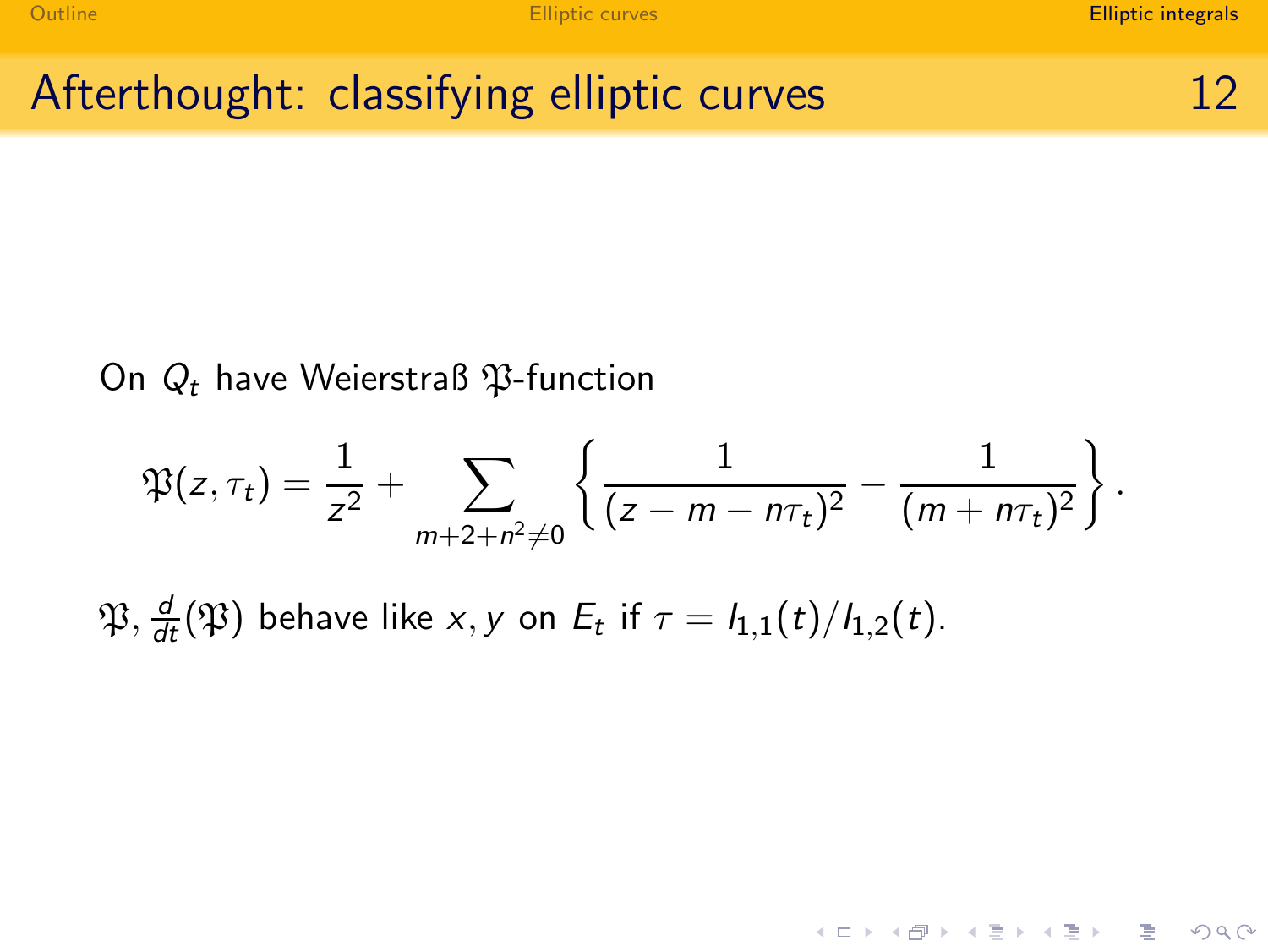## Afterthought: classifying elliptic curves

On $Q_t$ have Weierstraß $\mathfrak{P}$-function

$$\mathfrak{P}(z, \tau_t) = \frac{1}{z^2} + \sum_{m+2+n^2 \neq 0} \left\{ \frac{1}{(z - m - n\tau_t)^2} - \frac{1}{(m + n\tau_t)^2} \right\}.$$

$\mathfrak{P}$, $\frac{d}{dt}(\mathfrak{P})$ behave like $x, y$ on $E_t$ if $\tau = I_{1,1}(t)/I_{1,2}(t)$.